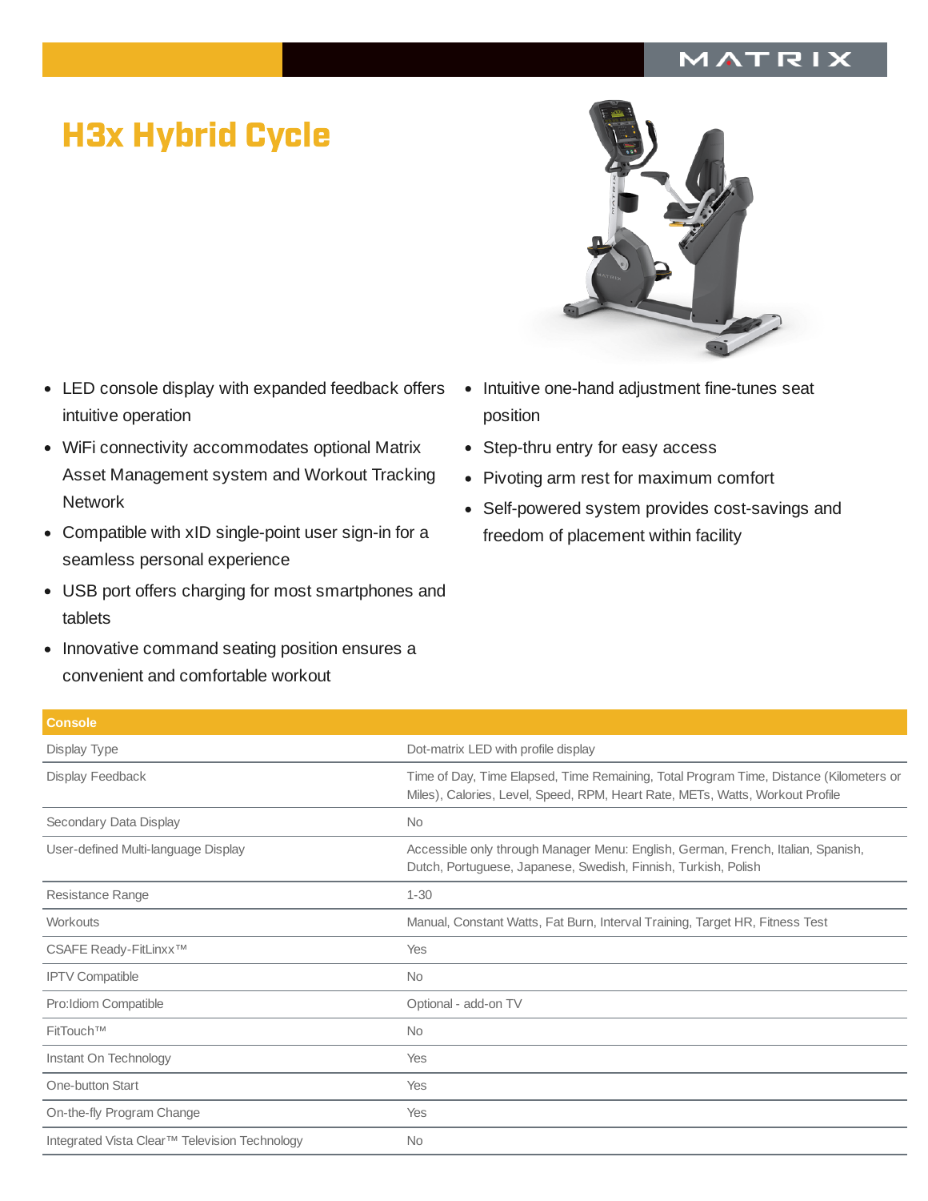# H3x Hybrid Cycle

- LED console display with expanded feedback offers intuitive operation
- WiFi connectivity accommodates optional Matrix Asset Management system and Workout Tracking Network
- Compatible with xID single-point user sign-in for a seamless personal experience
- USB port offers charging for most smartphones and tablets
- Innovative command seating position ensures a convenient and comfortable workout
- Intuitive one-hand adjustment fine-tunes seat position
- Step-thru entry for easy access
- Pivoting arm rest for maximum comfort
- Self-powered system provides cost-savings and freedom of placement within facility

| Console | |
|---|---|
| Display Type | Dot-matrix LED with profile display |
| Display Feedback | Time of Day, Time Elapsed, Time Remaining, Total Program Time, Distance (Kilometers or Miles), Calories, Level, Speed, RPM, Heart Rate, METs, Watts, Workout Profile |
| Secondary Data Display | No |
| User-defined Multi-language Display | Accessible only through Manager Menu: English, German, French, Italian, Spanish, Dutch, Portuguese, Japanese, Swedish, Finnish, Turkish, Polish |
| Resistance Range | 1-30 |
| Workouts | Manual, Constant Watts, Fat Burn, Interval Training, Target HR, Fitness Test |
| CSAFE Ready-FitLinxx™ | Yes |
| IPTV Compatible | No |
| Pro:Idiom Compatible | Optional - add-on TV |
| FitTouch™ | No |
| Instant On Technology | Yes |
| One-button Start | Yes |
| On-the-fly Program Change | Yes |
| Integrated Vista Clear™ Television Technology | No |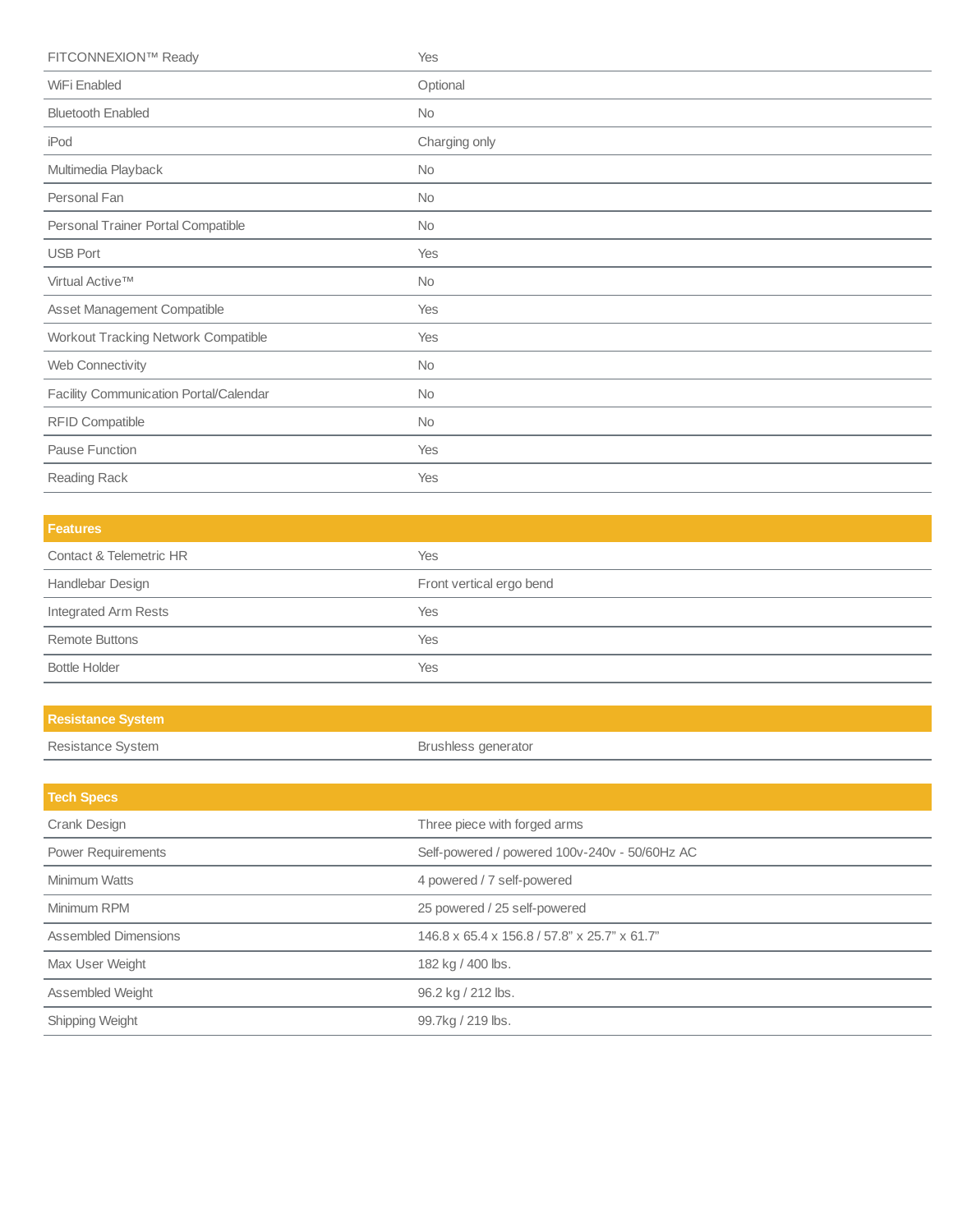| | |
|---|---|
| FITCONNEXION™ Ready | Yes |
| WiFi Enabled | Optional |
| Bluetooth Enabled | No |
| iPod | Charging only |
| Multimedia Playback | No |
| Personal Fan | No |
| Personal Trainer Portal Compatible | No |
| USB Port | Yes |
| Virtual Active™ | No |
| Asset Management Compatible | Yes |
| Workout Tracking Network Compatible | Yes |
| Web Connectivity | No |
| Facility Communication Portal/Calendar | No |
| RFID Compatible | No |
| Pause Function | Yes |
| Reading Rack | Yes |

| Features | |
|---|---|
| Contact & Telemetric HR | Yes |
| Handlebar Design | Front vertical ergo bend |
| Integrated Arm Rests | Yes |
| Remote Buttons | Yes |
| Bottle Holder | Yes |

| Resistance System | |
|---|---|
| Resistance System | Brushless generator |

| Tech Specs | |
|---|---|
| Crank Design | Three piece with forged arms |
| Power Requirements | Self-powered / powered 100v-240v - 50/60Hz AC |
| Minimum Watts | 4 powered / 7 self-powered |
| Minimum RPM | 25 powered / 25 self-powered |
| Assembled Dimensions | 146.8 x 65.4 x 156.8 / 57.8” x 25.7” x 61.7” |
| Max User Weight | 182 kg / 400 lbs. |
| Assembled Weight | 96.2 kg / 212 lbs. |
| Shipping Weight | 99.7kg / 219 lbs. |